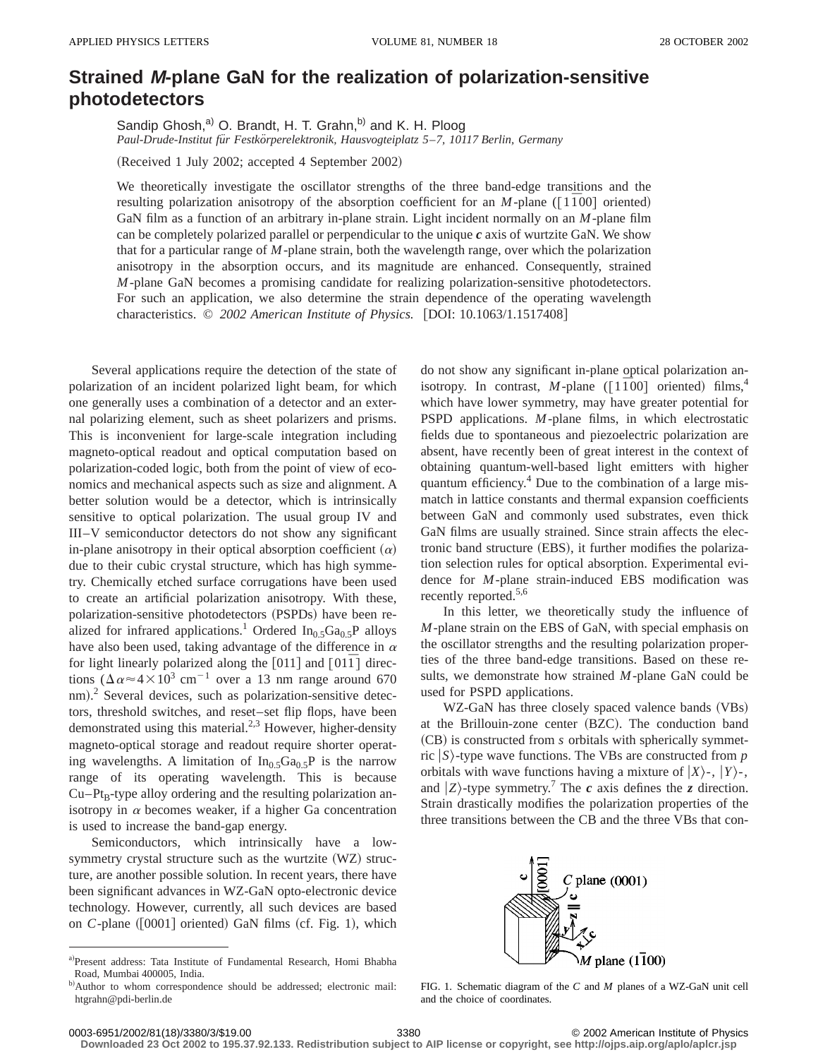# Strained *M*-plane GaN for the realization of polarization-sensitive photodetectors

Sandip Ghosh,[a] O. Brandt, H. T. Grahn,[b] and K. H. Ploog

*Paul-Drude-Institut für Festkörperelektronik, Hausvogteiplatz 5–7, 10117 Berlin, Germany*

(Received 1 July 2002; accepted 4 September 2002)

We theoretically investigate the oscillator strengths of the three band-edge transitions and the resulting polarization anisotropy of the absorption coefficient for an *M*-plane ($[1\bar{1}00]$ oriented) GaN film as a function of an arbitrary in-plane strain. Light incident normally on an *M*-plane film can be completely polarized parallel or perpendicular to the unique **c** axis of wurtzite GaN. We show that for a particular range of *M*-plane strain, both the wavelength range, over which the polarization anisotropy in the absorption occurs, and its magnitude are enhanced. Consequently, strained *M*-plane GaN becomes a promising candidate for realizing polarization-sensitive photodetectors. For such an application, we also determine the strain dependence of the operating wavelength characteristics. © *2002 American Institute of Physics.* [DOI: 10.1063/1.1517408]

Several applications require the detection of the state of polarization of an incident polarized light beam, for which one generally uses a combination of a detector and an external polarizing element, such as sheet polarizers and prisms. This is inconvenient for large-scale integration including magneto-optical readout and optical computation based on polarization-coded logic, both from the point of view of economics and mechanical aspects such as size and alignment. A better solution would be a detector, which is intrinsically sensitive to optical polarization. The usual group IV and III–V semiconductor detectors do not show any significant in-plane anisotropy in their optical absorption coefficient ($\alpha$) due to their cubic crystal structure, which has high symmetry. Chemically etched surface corrugations have been used to create an artificial polarization anisotropy. With these, polarization-sensitive photodetectors (PSPDs) have been realized for infrared applications.[1] Ordered $In_{0.5}Ga_{0.5}P$ alloys have also been used, taking advantage of the difference in $\alpha$ for light linearly polarized along the [011] and $[01\bar{1}]$ directions ($\Delta\alpha \approx 4\times10^3$ cm$^{-1}$ over a 13 nm range around 670 nm).[2] Several devices, such as polarization-sensitive detectors, threshold switches, and reset–set flip flops, have been demonstrated using this material.[2,3] However, higher-density magneto-optical storage and readout require shorter operating wavelengths. A limitation of $In_{0.5}Ga_{0.5}P$ is the narrow range of its operating wavelength. This is because Cu–$Pt_B$-type alloy ordering and the resulting polarization anisotropy in $\alpha$ becomes weaker, if a higher Ga concentration is used to increase the band-gap energy.

Semiconductors, which intrinsically have a low-symmetry crystal structure such as the wurtzite (WZ) structure, are another possible solution. In recent years, there have been significant advances in WZ-GaN opto-electronic device technology. However, currently, all such devices are based on *C*-plane ([0001] oriented) GaN films (cf. Fig. 1), which do not show any significant in-plane optical polarization anisotropy. In contrast, *M*-plane ($[1\bar{1}00]$ oriented) films,[4] which have lower symmetry, may have greater potential for PSPD applications. *M*-plane films, in which electrostatic fields due to spontaneous and piezoelectric polarization are absent, have recently been of great interest in the context of obtaining quantum-well-based light emitters with higher quantum efficiency.[4] Due to the combination of a large mismatch in lattice constants and thermal expansion coefficients between GaN and commonly used substrates, even thick GaN films are usually strained. Since strain affects the electronic band structure (EBS), it further modifies the polarization selection rules for optical absorption. Experimental evidence for *M*-plane strain-induced EBS modification was recently reported.[5,6]

In this letter, we theoretically study the influence of *M*-plane strain on the EBS of GaN, with special emphasis on the oscillator strengths and the resulting polarization properties of the three band-edge transitions. Based on these results, we demonstrate how strained *M*-plane GaN could be used for PSPD applications.

WZ-GaN has three closely spaced valence bands (VBs) at the Brillouin-zone center (BZC). The conduction band (CB) is constructed from *s* orbitals with spherically symmetric $|S\rangle$-type wave functions. The VBs are constructed from *p* orbitals with wave functions having a mixture of $|X\rangle$-, $|Y\rangle$-, and $|Z\rangle$-type symmetry.[7] The **c** axis defines the **z** direction. Strain drastically modifies the polarization properties of the three transitions between the CB and the three VBs that con-

FIG. 1. Schematic diagram of the *C* and *M* planes of a WZ-GaN unit cell and the choice of coordinates.

---

[a] Present address: Tata Institute of Fundamental Research, Homi Bhabha Road, Mumbai 400005, India.

[b] Author to whom correspondence should be addressed; electronic mail: htgrahn@pdi-berlin.de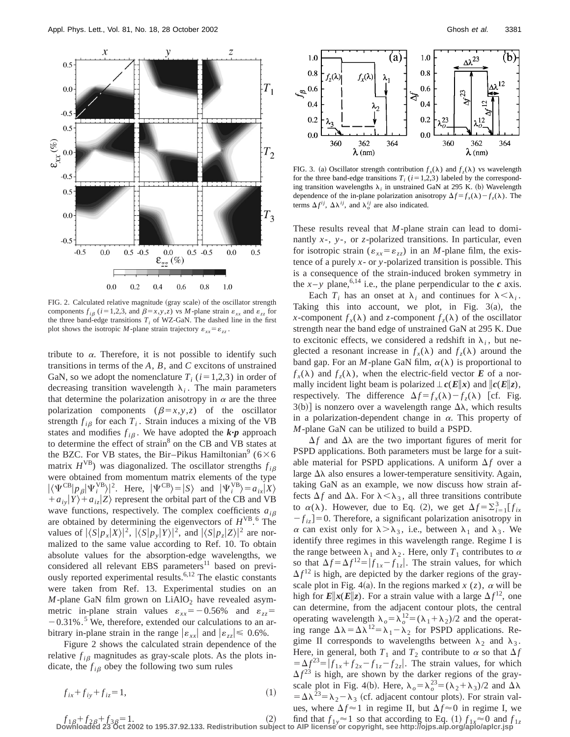FIG. 2. Calculated relative magnitude (gray scale) of the oscillator strength components $f_{i\beta}$ ($i=1,2,3$, and $\beta=x,y,z$) vs $M$-plane strain $\varepsilon_{xx}$ and $\varepsilon_{zz}$ for the three band-edge transitions $T_i$ of WZ-GaN. The dashed line in the first plot shows the isotropic $M$-plane strain trajectory $\varepsilon_{xx}=\varepsilon_{zz}$.

tribute to $\alpha$. Therefore, it is not possible to identify such transitions in terms of the $A$, $B$, and $C$ excitons of unstrained GaN, so we adopt the nomenclature $T_i$ ($i=1,2,3$) in order of decreasing transition wavelength $\lambda_i$. The main parameters that determine the polarization anisotropy in $\alpha$ are the three polarization components ($\beta=x,y,z$) of the oscillator strength $f_{i\beta}$ for each $T_i$. Strain induces a mixing of the VB states and modifies $f_{i\beta}$. We have adopted the $\boldsymbol{k}\cdot\boldsymbol{p}$ approach to determine the effect of strain[8] on the CB and VB states at the BZC. For VB states, the Bir–Pikus Hamiltonian[9] ($6\times6$ matrix $H^{\mathrm{VB}}$) was diagonalized. The oscillator strengths $f_{i\beta}$ were obtained from momentum matrix elements of the type $|\langle\Psi^{\mathrm{CB}}|p_\beta|\Psi_i^{\mathrm{VB}}\rangle|^2$. Here, $|\Psi^{\mathrm{CB}}\rangle=|S\rangle$ and $|\Psi_i^{\mathrm{VB}}\rangle=a_{ix}|X\rangle+a_{iy}|Y\rangle+a_{iz}|Z\rangle$ represent the orbital part of the CB and VB wave functions, respectively. The complex coefficients $a_{i\beta}$ are obtained by determining the eigenvectors of $H^{\mathrm{VB}}$.[6] The values of $|\langle S|p_x|X\rangle|^2$, $|\langle S|p_y|Y\rangle|^2$, and $|\langle S|p_z|Z\rangle|^2$ are normalized to the same value according to Ref. 10. To obtain absolute values for the absorption-edge wavelengths, we considered all relevant EBS parameters[11] based on previously reported experimental results.[6,12] The elastic constants were taken from Ref. 13. Experimental studies on an $M$-plane GaN film grown on $LiAlO_2$ have revealed asymmetric in-plane strain values $\varepsilon_{xx}=-0.56\%$ and $\varepsilon_{zz}=-0.31\%$.[5] We, therefore, extended our calculations to an arbitrary in-plane strain in the range $|\varepsilon_{xx}|$ and $|\varepsilon_{zz}|\leqslant 0.6\%$.

Figure 2 shows the calculated strain dependence of the relative $f_{i\beta}$ magnitudes as gray-scale plots. As the plots indicate, the $f_{i\beta}$ obey the following two sum rules

$$f_{ix}+f_{iy}+f_{iz}=1, \tag{1}$$

$$f_{1\beta}+f_{2\beta}+f_{3\beta}=1. \tag{2}$$

FIG. 3. (a) Oscillator strength contribution $f_x(\lambda)$ and $f_z(\lambda)$ vs wavelength for the three band-edge transitions $T_i$ ($i=1,2,3$) labeled by the corresponding transition wavelengths $\lambda_i$ in unstrained GaN at 295 K. (b) Wavelength dependence of the in-plane polarization anisotropy $\Delta f=f_x(\lambda)-f_z(\lambda)$. The terms $\Delta f^{ij}$, $\Delta\lambda^{ij}$, and $\lambda_o^{ij}$ are also indicated.

These results reveal that $M$-plane strain can lead to dominantly $x$-, $y$-, or $z$-polarized transitions. In particular, even for isotropic strain ($\varepsilon_{xx}=\varepsilon_{zz}$) in an $M$-plane film, the existence of a purely $x$- or $y$-polarized transition is possible. This is a consequence of the strain-induced broken symmetry in the $x$–$y$ plane,[6,14] i.e., the plane perpendicular to the $\boldsymbol{c}$ axis.

Each $T_i$ has an onset at $\lambda_i$ and continues for $\lambda<\lambda_i$. Taking this into account, we plot, in Fig. 3(a), the $x$-component $f_x(\lambda)$ and $z$-component $f_z(\lambda)$ of the oscillator strength near the band edge of unstrained GaN at 295 K. Due to excitonic effects, we considered a redshift in $\lambda_i$, but neglected a resonant increase in $f_x(\lambda)$ and $f_z(\lambda)$ around the band gap. For an $M$-plane GaN film, $\alpha(\lambda)$ is proportional to $f_x(\lambda)$ and $f_z(\lambda)$, when the electric-field vector $\boldsymbol{E}$ of a normally incident light beam is polarized $\perp \boldsymbol{c}(\boldsymbol{E}\|\boldsymbol{x})$ and $\|\boldsymbol{c}(\boldsymbol{E}\|\boldsymbol{z})$, respectively. The difference $\Delta f=f_x(\lambda)-f_z(\lambda)$ [cf. Fig. 3(b)] is nonzero over a wavelength range $\Delta\lambda$, which results in a polarization-dependent change in $\alpha$. This property of $M$-plane GaN can be utilized to build a PSPD.

$\Delta f$ and $\Delta\lambda$ are the two important figures of merit for PSPD applications. Both parameters must be large for a suitable material for PSPD applications. A uniform $\Delta f$ over a large $\Delta\lambda$ also ensures a lower-temperature sensitivity. Again, taking GaN as an example, we now discuss how strain affects $\Delta f$ and $\Delta\lambda$. For $\lambda<\lambda_3$, all three transitions contribute to $\alpha(\lambda)$. However, due to Eq. (2), we get $\Delta f=\Sigma_{i=1}^3[f_{ix}-f_{iz}]=0$. Therefore, a significant polarization anisotropy in $\alpha$ can exist only for $\lambda>\lambda_3$, i.e., between $\lambda_1$ and $\lambda_3$. We identify three regimes in this wavelength range. Regime I is the range between $\lambda_1$ and $\lambda_2$. Here, only $T_1$ contributes to $\alpha$ so that $\Delta f=\Delta f^{12}=|f_{1x}-f_{1z}|$. The strain values, for which $\Delta f^{12}$ is high, are depicted by the darker regions of the gray-scale plot in Fig. 4(a). In the regions marked $x$ ($z$), $\alpha$ will be high for $\boldsymbol{E}\|\boldsymbol{x}(\boldsymbol{E}\|\boldsymbol{z})$. For a strain value with a large $\Delta f^{12}$, one can determine, from the adjacent contour plots, the central operating wavelength $\lambda_o=\lambda_o^{12}=(\lambda_1+\lambda_2)/2$ and the operating range $\Delta\lambda=\Delta\lambda^{12}=\lambda_1-\lambda_2$ for PSPD applications. Regime II corresponds to wavelengths between $\lambda_2$ and $\lambda_3$. Here, in general, both $T_1$ and $T_2$ contribute to $\alpha$ so that $\Delta f=\Delta f^{23}=|f_{1x}+f_{2x}-f_{1z}-f_{2z}|$. The strain values, for which $\Delta f^{23}$ is high, are shown by the darker regions of the gray-scale plot in Fig. 4(b). Here, $\lambda_o=\lambda_o^{23}=(\lambda_2+\lambda_3)/2$ and $\Delta\lambda=\Delta\lambda^{23}=\lambda_2-\lambda_3$ (cf. adjacent contour plots). For strain values, where $\Delta f\approx1$ in regime II, but $\Delta f\approx0$ in regime I, we find that $f_{1y}\approx1$ so that according to Eq. (1) $f_{1x}\approx0$ and $f_{1z}$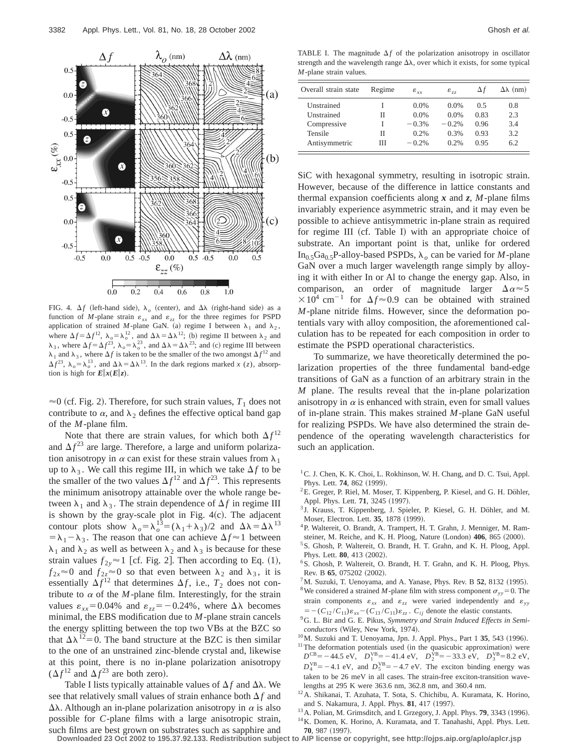Δf

$\lambda_o$ (nm)

Δλ (nm)

(a)

(b)

(c)

$\varepsilon_{xx}$ (%)

$\varepsilon_{zz}$ (%)

0.0 0.2 0.4 0.6 0.8 1.0

FIG. 4. $\Delta f$ (left-hand side), $\lambda_o$ (center), and $\Delta\lambda$ (right-hand side) as a function of $M$-plane strain $\varepsilon_{xx}$ and $\varepsilon_{zz}$ for the three regimes for PSPD application of strained $M$-plane GaN. (a) regime I between $\lambda_1$ and $\lambda_2$, where $\Delta f = \Delta f^{12}$, $\lambda_o = \lambda_o^{12}$, and $\Delta\lambda = \Delta\lambda^{12}$; (b) regime II between $\lambda_2$ and $\lambda_3$, where $\Delta f = \Delta f^{23}$, $\lambda_o = \lambda_o^{23}$, and $\Delta\lambda = \Delta\lambda^{23}$; and (c) regime III between $\lambda_1$ and $\lambda_3$, where $\Delta f$ is taken to be the smaller of the two amongst $\Delta f^{12}$ and $\Delta f^{23}$, $\lambda_o = \lambda_o^{13}$, and $\Delta\lambda = \Delta\lambda^{13}$. In the dark regions marked $x$ ($z$), absorption is high for $\boldsymbol{E} \| \boldsymbol{x}$ ($\boldsymbol{E} \| \boldsymbol{z}$).

$\approx 0$ (cf. Fig. 2). Therefore, for such strain values, $T_1$ does not contribute to $\alpha$, and $\lambda_2$ defines the effective optical band gap of the $M$-plane film.

Note that there are strain values, for which both $\Delta f^{12}$ and $\Delta f^{23}$ are large. Therefore, a large and uniform polarization anisotropy in $\alpha$ can exist for these strain values from $\lambda_1$ up to $\lambda_3$. We call this regime III, in which we take $\Delta f$ to be the smaller of the two values $\Delta f^{12}$ and $\Delta f^{23}$. This represents the minimum anisotropy attainable over the whole range between $\lambda_1$ and $\lambda_3$. The strain dependence of $\Delta f$ in regime III is shown by the gray-scale plot in Fig. 4(c). The adjacent contour plots show $\lambda_o = \lambda_o^{13} = (\lambda_1 + \lambda_3)/2$ and $\Delta\lambda = \Delta\lambda^{13} = \lambda_1 - \lambda_3$. The reason that one can achieve $\Delta f \approx 1$ between $\lambda_1$ and $\lambda_2$ as well as between $\lambda_2$ and $\lambda_3$ is because for these strain values $f_{2y} \approx 1$ [cf. Fig. 2]. Then according to Eq. (1), $f_{2x} \approx 0$ and $f_{2z} \approx 0$ so that even between $\lambda_2$ and $\lambda_3$, it is essentially $\Delta f^{12}$ that determines $\Delta f$, i.e., $T_2$ does not contribute to $\alpha$ of the $M$-plane film. Interestingly, for the strain values $\varepsilon_{xx} = 0.04\%$ and $\varepsilon_{zz} = -0.24\%$, where $\Delta\lambda$ becomes minimal, the EBS modification due to $M$-plane strain cancels the energy splitting between the top two VBs at the BZC so that $\Delta\lambda^{12} = 0$. The band structure at the BZC is then similar to the one of an unstrained zinc-blende crystal and, likewise at this point, there is no in-plane polarization anisotropy ($\Delta f^{12}$ and $\Delta f^{23}$ are both zero).

Table I lists typically attainable values of $\Delta f$ and $\Delta\lambda$. We see that relatively small values of strain enhance both $\Delta f$ and $\Delta\lambda$. Although an in-plane polarization anisotropy in $\alpha$ is also possible for $C$-plane films with a large anisotropic strain, such films are best grown on substrates such as sapphire and

TABLE I. The magnitude $\Delta f$ of the polarization anisotropy in oscillator strength and the wavelength range $\Delta\lambda$, over which it exists, for some typical $M$-plane strain values.

| Overall strain state | Regime | $\varepsilon_{xx}$ | $\varepsilon_{zz}$ | $\Delta f$ | $\Delta\lambda$ (nm) |
|---|---|---|---|---|---|
| Unstrained | I | 0.0% | 0.0% | 0.5 | 0.8 |
| Unstrained | II | 0.0% | 0.0% | 0.83 | 2.3 |
| Compressive | I | −0.3% | −0.2% | 0.96 | 3.4 |
| Tensile | II | 0.2% | 0.3% | 0.93 | 3.2 |
| Antisymmetric | III | −0.2% | 0.2% | 0.95 | 6.2 |

SiC with hexagonal symmetry, resulting in isotropic strain. However, because of the difference in lattice constants and thermal expansion coefficients along $\boldsymbol{x}$ and $\boldsymbol{z}$, $M$-plane films invariably experience asymmetric strain, and it may even be possible to achieve antisymmetric in-plane strain as required for regime III (cf. Table I) with an appropriate choice of substrate. An important point is that, unlike for ordered $In_{0.5}Ga_{0.5}P$-alloy-based PSPDs, $\lambda_o$ can be varied for $M$-plane GaN over a much larger wavelength range simply by alloying it with either In or Al to change the energy gap. Also, in comparison, an order of magnitude larger $\Delta\alpha \approx 5 \times 10^4$ cm$^{-1}$ for $\Delta f \approx 0.9$ can be obtained with strained $M$-plane nitride films. However, since the deformation potentials vary with alloy composition, the aforementioned calculation has to be repeated for each composition in order to estimate the PSPD operational characteristics.

To summarize, we have theoretically determined the polarization properties of the three fundamental band-edge transitions of GaN as a function of an arbitrary strain in the $M$ plane. The results reveal that the in-plane polarization anisotropy in $\alpha$ is enhanced with strain, even for small values of in-plane strain. This makes strained $M$-plane GaN useful for realizing PSPDs. We have also determined the strain dependence of the operating wavelength characteristics for such an application.

[1] C. J. Chen, K. K. Choi, L. Rokhinson, W. H. Chang, and D. C. Tsui, Appl. Phys. Lett. **74**, 862 (1999).

[2] E. Greger, P. Riel, M. Moser, T. Kippenberg, P. Kiesel, and G. H. Döhler, Appl. Phys. Lett. **71**, 3245 (1997).

[3] J. Krauss, T. Kippenberg, J. Spieler, P. Kiesel, G. H. Döhler, and M. Moser, Electron. Lett. **35**, 1878 (1999).

[4] P. Waltereit, O. Brandt, A. Trampert, H. T. Grahn, J. Menniger, M. Ramsteiner, M. Reiche, and K. H. Ploog, Nature (London) **406**, 865 (2000).

[5] S. Ghosh, P. Waltereit, O. Brandt, H. T. Grahn, and K. H. Ploog, Appl. Phys. Lett. **80**, 413 (2002).

[6] S. Ghosh, P. Waltereit, O. Brandt, H. T. Grahn, and K. H. Ploog, Phys. Rev. B **65**, 075202 (2002).

[7] M. Suzuki, T. Uenoyama, and A. Yanase, Phys. Rev. B **52**, 8132 (1995).

[8] We considered a strained $M$-plane film with stress component $\sigma_{yy} = 0$. The strain components $\varepsilon_{xx}$ and $\varepsilon_{zz}$ were varied independently and $\varepsilon_{yy} = -(C_{12}/C_{11})\varepsilon_{xx} - (C_{13}/C_{11})\varepsilon_{zz}$. $C_{ij}$ denote the elastic constants.

[9] G. L. Bir and G. E. Pikus, *Symmetry and Strain Induced Effects in Semiconductors* (Wiley, New York, 1974).

[10] M. Suzuki and T. Uenoyama, Jpn. J. Appl. Phys., Part 1 **35**, 543 (1996).

[11] The deformation potentials used (in the quasicubic approximation) were $D^{CB} = -44.5$ eV, $D_1^{VB} = -41.4$ eV, $D_2^{VB} = -33.3$ eV, $D_3^{VB} = 8.2$ eV, $D_4^{VB} = -4.1$ eV, and $D_5^{VB} = -4.7$ eV. The exciton binding energy was taken to be 26 meV in all cases. The strain-free exciton-transition wavelengths at 295 K were 363.6 nm, 362.8 nm, and 360.4 nm.

[12] A. Shikanai, T. Azuhata, T. Sota, S. Chichibu, A. Kuramata, K. Horino, and S. Nakamura, J. Appl. Phys. **81**, 417 (1997).

[13] A. Polian, M. Grimsditch, and I. Grzegory, J. Appl. Phys. **79**, 3343 (1996).

[14] K. Domen, K. Horino, A. Kuramata, and T. Tanahashi, Appl. Phys. Lett. **70**, 987 (1997).